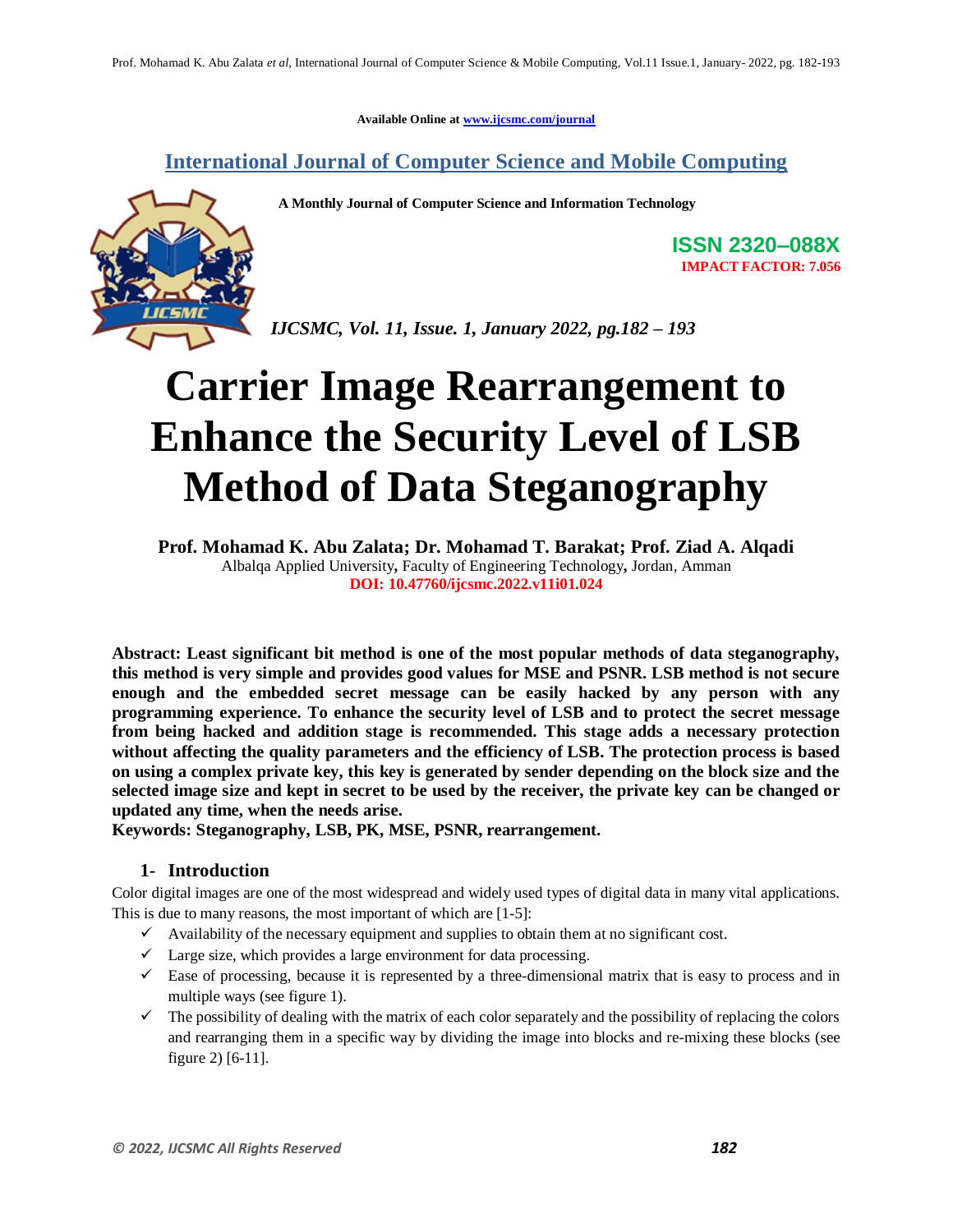Available Online at www.ijcsmc.com/journal

# International Journal of Computer Science and Mobile Computing

**A Monthly Journal of Computer Science and Information Technology**

**ISSN 2320–088X**
**IMPACT FACTOR: 7.056**

*IJCSMC, Vol. 11, Issue. 1, January 2022, pg.182 – 193*

# Carrier Image Rearrangement to Enhance the Security Level of LSB Method of Data Steganography

**Prof. Mohamad K. Abu Zalata; Dr. Mohamad T. Barakat; Prof. Ziad A. Alqadi**
Albalqa Applied University, Faculty of Engineering Technology, Jordan, Amman
**DOI: 10.47760/ijcsmc.2022.v11i01.024**

**Abstract: Least significant bit method is one of the most popular methods of data steganography, this method is very simple and provides good values for MSE and PSNR. LSB method is not secure enough and the embedded secret message can be easily hacked by any person with any programming experience. To enhance the security level of LSB and to protect the secret message from being hacked and addition stage is recommended. This stage adds a necessary protection without affecting the quality parameters and the efficiency of LSB. The protection process is based on using a complex private key, this key is generated by sender depending on the block size and the selected image size and kept in secret to be used by the receiver, the private key can be changed or updated any time, when the needs arise.**

**Keywords: Steganography, LSB, PK, MSE, PSNR, rearrangement.**

## 1- Introduction

Color digital images are one of the most widespread and widely used types of digital data in many vital applications. This is due to many reasons, the most important of which are [1-5]:

- ✓ Availability of the necessary equipment and supplies to obtain them at no significant cost.
- ✓ Large size, which provides a large environment for data processing.
- ✓ Ease of processing, because it is represented by a three-dimensional matrix that is easy to process and in multiple ways (see figure 1).
- ✓ The possibility of dealing with the matrix of each color separately and the possibility of replacing the colors and rearranging them in a specific way by dividing the image into blocks and re-mixing these blocks (see figure 2) [6-11].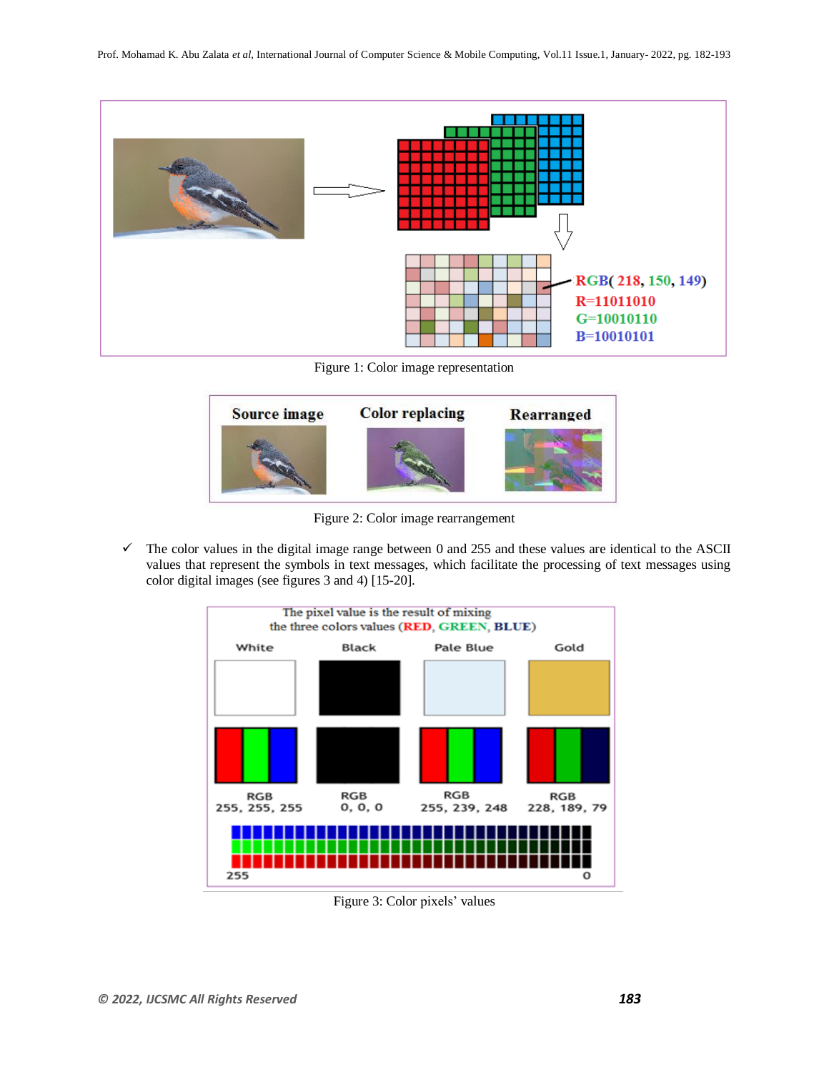Figure 1: Color image representation

Figure 2: Color image rearrangement

- ✓ The color values in the digital image range between 0 and 255 and these values are identical to the ASCII values that represent the symbols in text messages, which facilitate the processing of text messages using color digital images (see figures 3 and 4) [15-20].

Figure 3: Color pixels' values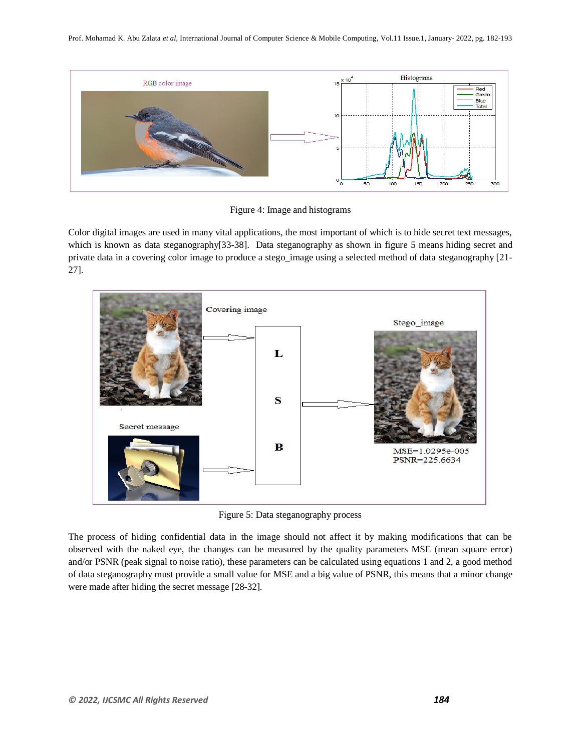Figure 4: Image and histograms

Color digital images are used in many vital applications, the most important of which is to hide secret text messages, which is known as data steganography[33-38]. Data steganography as shown in figure 5 means hiding secret and private data in a covering color image to produce a stego_image using a selected method of data steganography [21-27].

Figure 5: Data steganography process

The process of hiding confidential data in the image should not affect it by making modifications that can be observed with the naked eye, the changes can be measured by the quality parameters MSE (mean square error) and/or PSNR (peak signal to noise ratio), these parameters can be calculated using equations 1 and 2, a good method of data steganography must provide a small value for MSE and a big value of PSNR, this means that a minor change were made after hiding the secret message [28-32].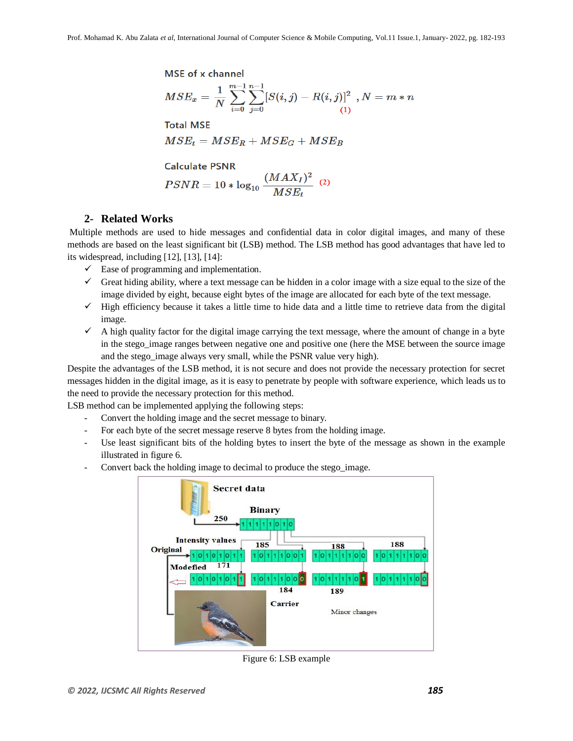MSE of x channel

$$MSE_x = \frac{1}{N}\sum_{i=0}^{m-1}\sum_{j=0}^{n-1}[S(i,j) - R(i,j)]^2 \quad , N = m * n \qquad (1)$$

Total MSE

$$MSE_t = MSE_R + MSE_G + MSE_B$$

Calculate PSNR

$$PSNR = 10 * \log_{10}\frac{(MAX_I)^2}{MSE_t} \qquad (2)$$

## 2- Related Works

Multiple methods are used to hide messages and confidential data in color digital images, and many of these methods are based on the least significant bit (LSB) method. The LSB method has good advantages that have led to its widespread, including [12], [13], [14]:

- ✓ Ease of programming and implementation.
- ✓ Great hiding ability, where a text message can be hidden in a color image with a size equal to the size of the image divided by eight, because eight bytes of the image are allocated for each byte of the text message.
- ✓ High efficiency because it takes a little time to hide data and a little time to retrieve data from the digital image.
- ✓ A high quality factor for the digital image carrying the text message, where the amount of change in a byte in the stego_image ranges between negative one and positive one (here the MSE between the source image and the stego_image always very small, while the PSNR value very high).

Despite the advantages of the LSB method, it is not secure and does not provide the necessary protection for secret messages hidden in the digital image, as it is easy to penetrate by people with software experience, which leads us to the need to provide the necessary protection for this method.

LSB method can be implemented applying the following steps:

- Convert the holding image and the secret message to binary.
- For each byte of the secret message reserve 8 bytes from the holding image.
- Use least significant bits of the holding bytes to insert the byte of the message as shown in the example illustrated in figure 6.
- Convert back the holding image to decimal to produce the stego_image.

Figure 6: LSB example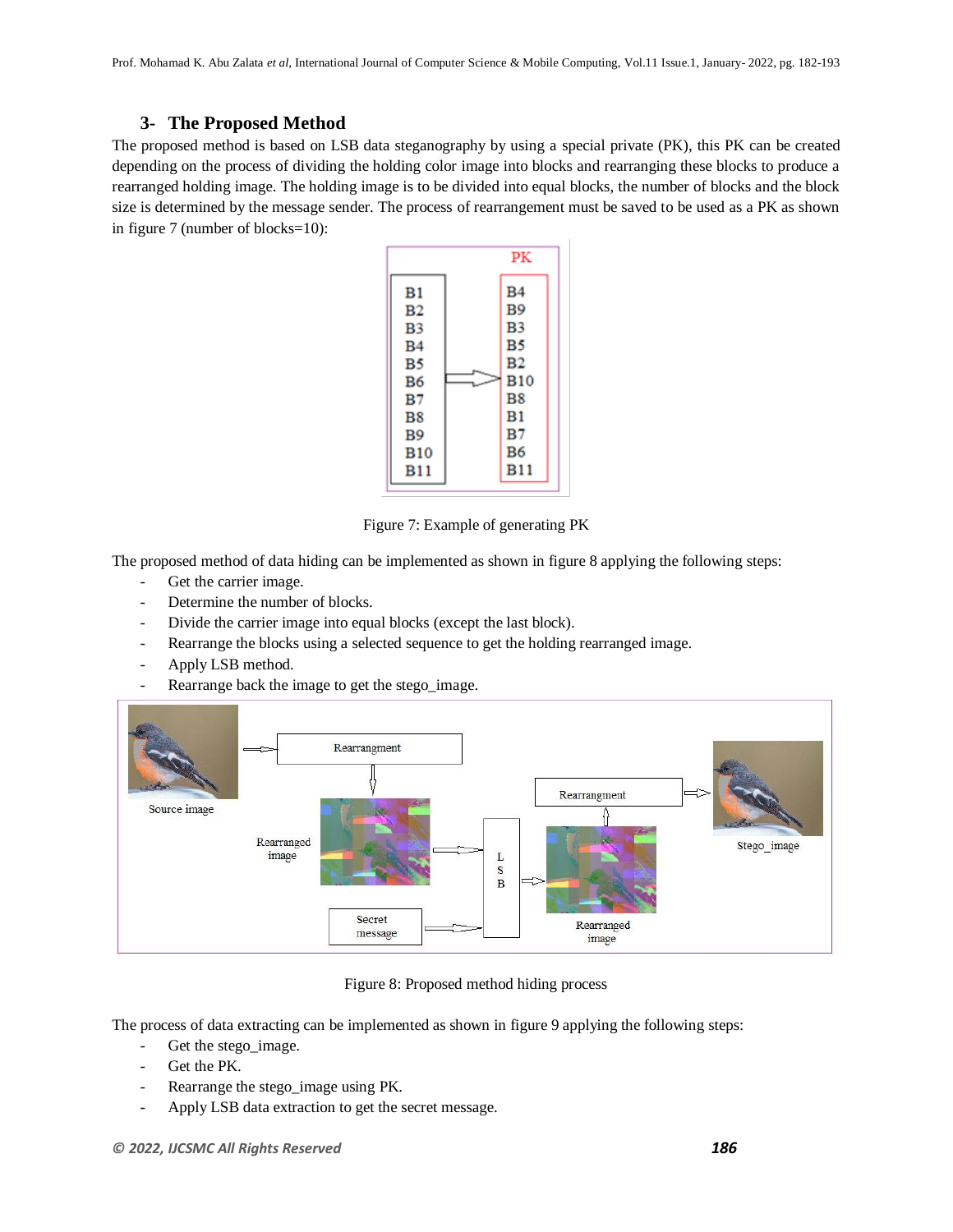## 3- The Proposed Method

The proposed method is based on LSB data steganography by using a special private (PK), this PK can be created depending on the process of dividing the holding color image into blocks and rearranging these blocks to produce a rearranged holding image. The holding image is to be divided into equal blocks, the number of blocks and the block size is determined by the message sender. The process of rearrangement must be saved to be used as a PK as shown in figure 7 (number of blocks=10):

Figure 7: Example of generating PK

The proposed method of data hiding can be implemented as shown in figure 8 applying the following steps:

- Get the carrier image.
- Determine the number of blocks.
- Divide the carrier image into equal blocks (except the last block).
- Rearrange the blocks using a selected sequence to get the holding rearranged image.
- Apply LSB method.
- Rearrange back the image to get the stego_image.

Figure 8: Proposed method hiding process

The process of data extracting can be implemented as shown in figure 9 applying the following steps:

- Get the stego_image.
- Get the PK.
- Rearrange the stego_image using PK.
- Apply LSB data extraction to get the secret message.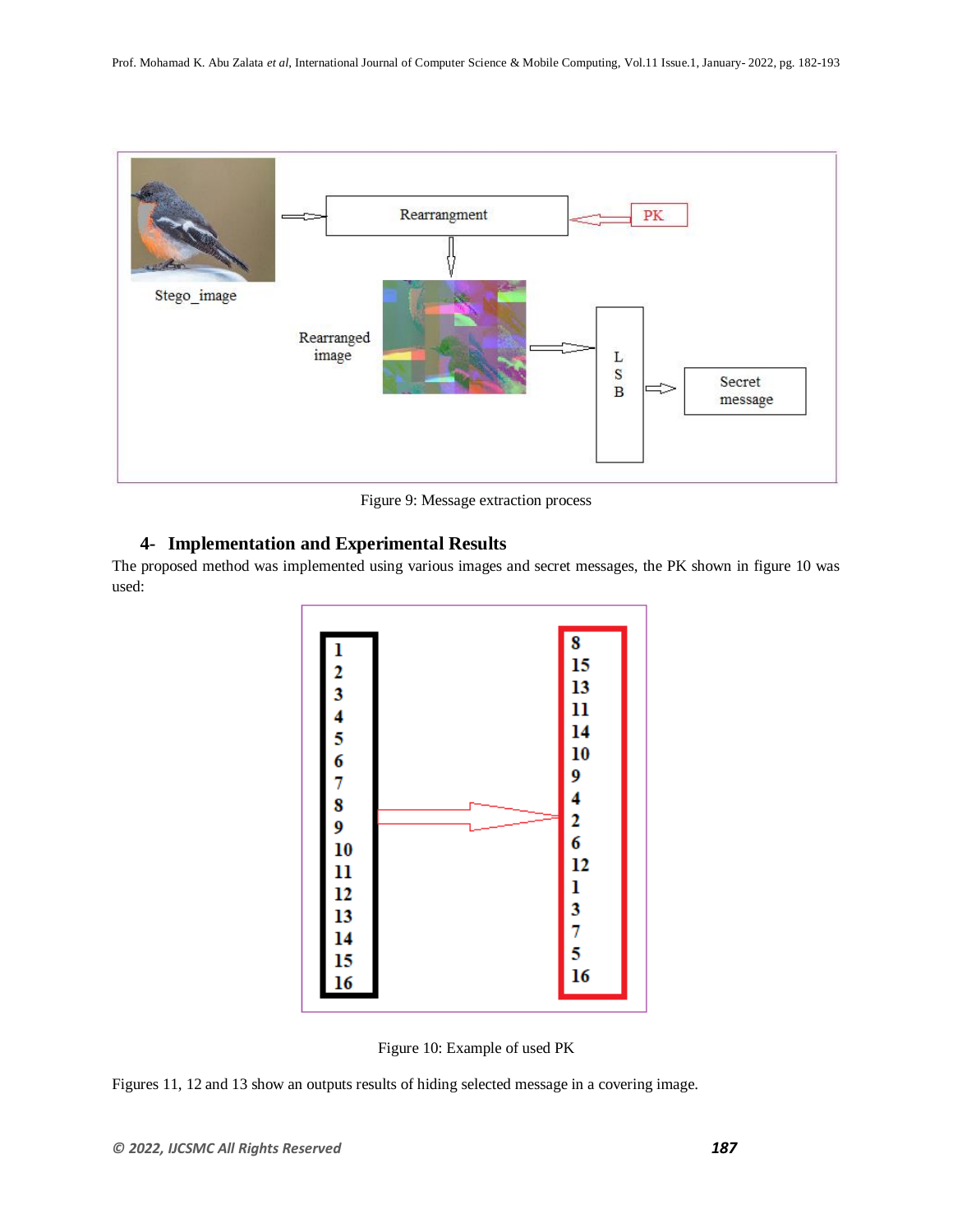Figure 9: Message extraction process

## 4- Implementation and Experimental Results

The proposed method was implemented using various images and secret messages, the PK shown in figure 10 was used:

Figure 10: Example of used PK

Figures 11, 12 and 13 show an outputs results of hiding selected message in a covering image.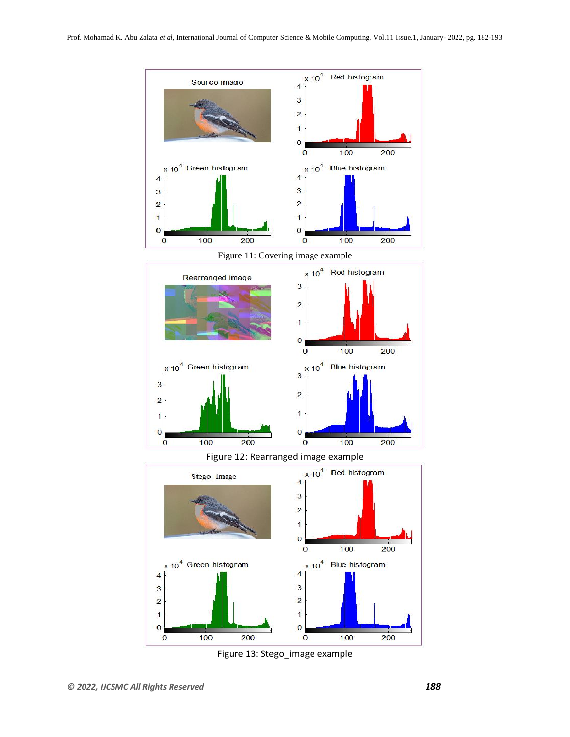Figure 11: Covering image example

Figure 12: Rearranged image example

Figure 13: Stego_image example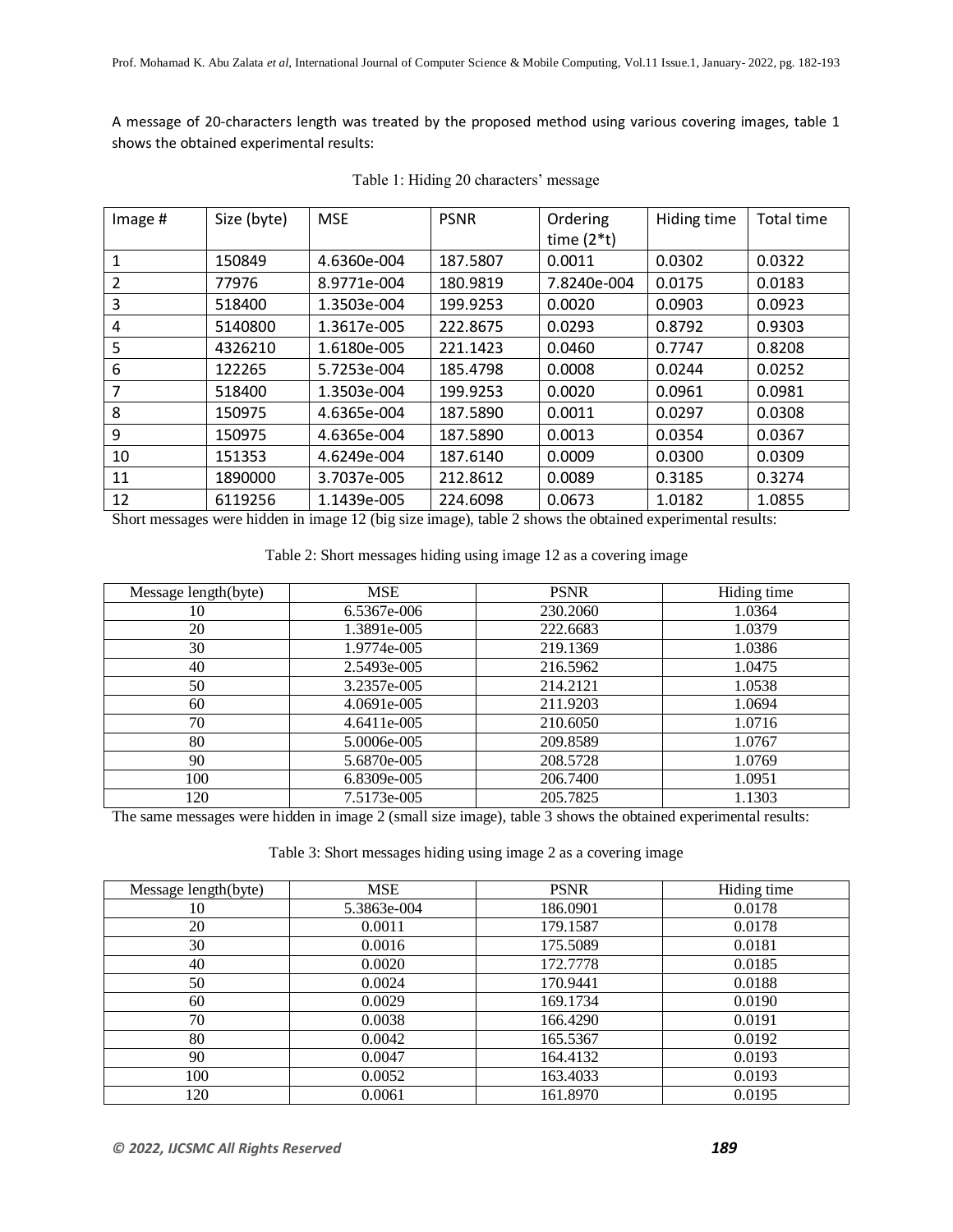A message of 20-characters length was treated by the proposed method using various covering images, table 1 shows the obtained experimental results:

Table 1: Hiding 20 characters' message

| Image # | Size (byte) | MSE | PSNR | Ordering time (2*t) | Hiding time | Total time |
|---|---|---|---|---|---|---|
| 1 | 150849 | 4.6360e-004 | 187.5807 | 0.0011 | 0.0302 | 0.0322 |
| 2 | 77976 | 8.9771e-004 | 180.9819 | 7.8240e-004 | 0.0175 | 0.0183 |
| 3 | 518400 | 1.3503e-004 | 199.9253 | 0.0020 | 0.0903 | 0.0923 |
| 4 | 5140800 | 1.3617e-005 | 222.8675 | 0.0293 | 0.8792 | 0.9303 |
| 5 | 4326210 | 1.6180e-005 | 221.1423 | 0.0460 | 0.7747 | 0.8208 |
| 6 | 122265 | 5.7253e-004 | 185.4798 | 0.0008 | 0.0244 | 0.0252 |
| 7 | 518400 | 1.3503e-004 | 199.9253 | 0.0020 | 0.0961 | 0.0981 |
| 8 | 150975 | 4.6365e-004 | 187.5890 | 0.0011 | 0.0297 | 0.0308 |
| 9 | 150975 | 4.6365e-004 | 187.5890 | 0.0013 | 0.0354 | 0.0367 |
| 10 | 151353 | 4.6249e-004 | 187.6140 | 0.0009 | 0.0300 | 0.0309 |
| 11 | 1890000 | 3.7037e-005 | 212.8612 | 0.0089 | 0.3185 | 0.3274 |
| 12 | 6119256 | 1.1439e-005 | 224.6098 | 0.0673 | 1.0182 | 1.0855 |

Short messages were hidden in image 12 (big size image), table 2 shows the obtained experimental results:

Table 2: Short messages hiding using image 12 as a covering image

| Message length(byte) | MSE | PSNR | Hiding time |
|---|---|---|---|
| 10 | 6.5367e-006 | 230.2060 | 1.0364 |
| 20 | 1.3891e-005 | 222.6683 | 1.0379 |
| 30 | 1.9774e-005 | 219.1369 | 1.0386 |
| 40 | 2.5493e-005 | 216.5962 | 1.0475 |
| 50 | 3.2357e-005 | 214.2121 | 1.0538 |
| 60 | 4.0691e-005 | 211.9203 | 1.0694 |
| 70 | 4.6411e-005 | 210.6050 | 1.0716 |
| 80 | 5.0006e-005 | 209.8589 | 1.0767 |
| 90 | 5.6870e-005 | 208.5728 | 1.0769 |
| 100 | 6.8309e-005 | 206.7400 | 1.0951 |
| 120 | 7.5173e-005 | 205.7825 | 1.1303 |

The same messages were hidden in image 2 (small size image), table 3 shows the obtained experimental results:

Table 3: Short messages hiding using image 2 as a covering image

| Message length(byte) | MSE | PSNR | Hiding time |
|---|---|---|---|
| 10 | 5.3863e-004 | 186.0901 | 0.0178 |
| 20 | 0.0011 | 179.1587 | 0.0178 |
| 30 | 0.0016 | 175.5089 | 0.0181 |
| 40 | 0.0020 | 172.7778 | 0.0185 |
| 50 | 0.0024 | 170.9441 | 0.0188 |
| 60 | 0.0029 | 169.1734 | 0.0190 |
| 70 | 0.0038 | 166.4290 | 0.0191 |
| 80 | 0.0042 | 165.5367 | 0.0192 |
| 90 | 0.0047 | 164.4132 | 0.0193 |
| 100 | 0.0052 | 163.4033 | 0.0193 |
| 120 | 0.0061 | 161.8970 | 0.0195 |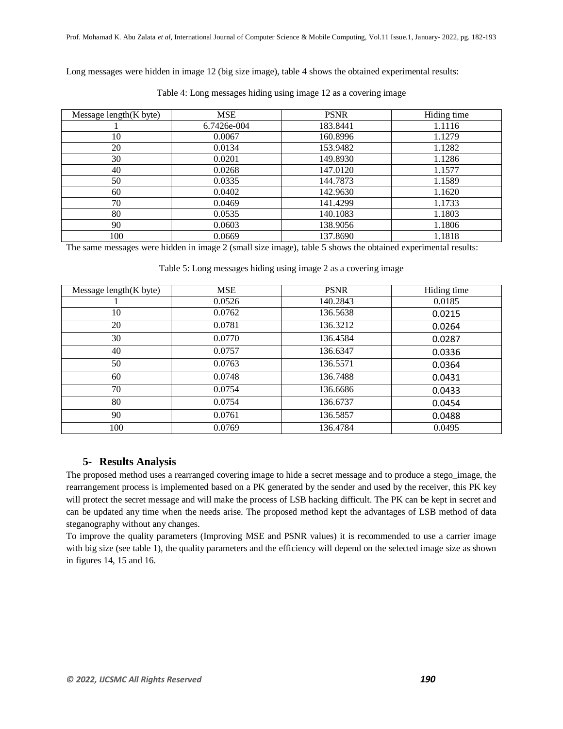Long messages were hidden in image 12 (big size image), table 4 shows the obtained experimental results:

Table 4: Long messages hiding using image 12 as a covering image

| Message length(K byte) | MSE | PSNR | Hiding time |
| --- | --- | --- | --- |
| 1 | 6.7426e-004 | 183.8441 | 1.1116 |
| 10 | 0.0067 | 160.8996 | 1.1279 |
| 20 | 0.0134 | 153.9482 | 1.1282 |
| 30 | 0.0201 | 149.8930 | 1.1286 |
| 40 | 0.0268 | 147.0120 | 1.1577 |
| 50 | 0.0335 | 144.7873 | 1.1589 |
| 60 | 0.0402 | 142.9630 | 1.1620 |
| 70 | 0.0469 | 141.4299 | 1.1733 |
| 80 | 0.0535 | 140.1083 | 1.1803 |
| 90 | 0.0603 | 138.9056 | 1.1806 |
| 100 | 0.0669 | 137.8690 | 1.1818 |

The same messages were hidden in image 2 (small size image), table 5 shows the obtained experimental results:

Table 5: Long messages hiding using image 2 as a covering image

| Message length(K byte) | MSE | PSNR | Hiding time |
| --- | --- | --- | --- |
| 1 | 0.0526 | 140.2843 | 0.0185 |
| 10 | 0.0762 | 136.5638 | 0.0215 |
| 20 | 0.0781 | 136.3212 | 0.0264 |
| 30 | 0.0770 | 136.4584 | 0.0287 |
| 40 | 0.0757 | 136.6347 | 0.0336 |
| 50 | 0.0763 | 136.5571 | 0.0364 |
| 60 | 0.0748 | 136.7488 | 0.0431 |
| 70 | 0.0754 | 136.6686 | 0.0433 |
| 80 | 0.0754 | 136.6737 | 0.0454 |
| 90 | 0.0761 | 136.5857 | 0.0488 |
| 100 | 0.0769 | 136.4784 | 0.0495 |

## 5- Results Analysis

The proposed method uses a rearranged covering image to hide a secret message and to produce a stego_image, the rearrangement process is implemented based on a PK generated by the sender and used by the receiver, this PK key will protect the secret message and will make the process of LSB hacking difficult. The PK can be kept in secret and can be updated any time when the needs arise. The proposed method kept the advantages of LSB method of data steganography without any changes.

To improve the quality parameters (Improving MSE and PSNR values) it is recommended to use a carrier image with big size (see table 1), the quality parameters and the efficiency will depend on the selected image size as shown in figures 14, 15 and 16.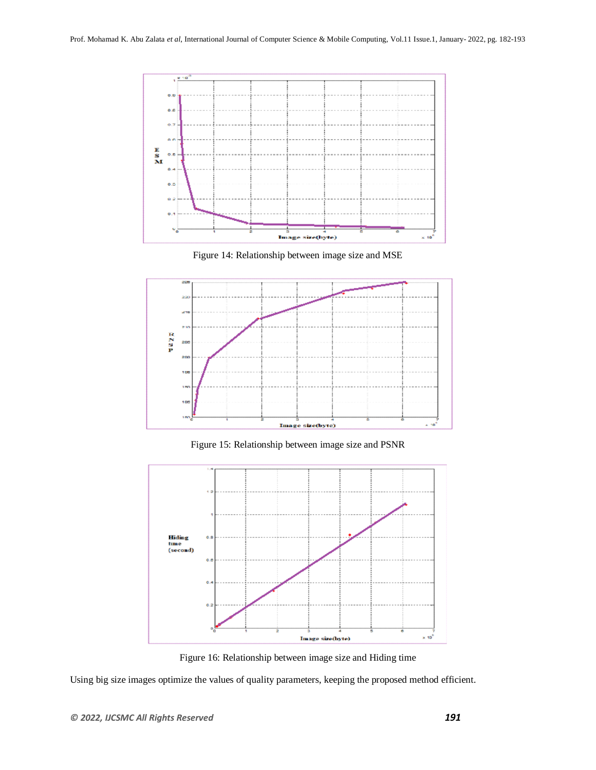Figure 14: Relationship between image size and MSE

Figure 15: Relationship between image size and PSNR

Figure 16: Relationship between image size and Hiding time

Using big size images optimize the values of quality parameters, keeping the proposed method efficient.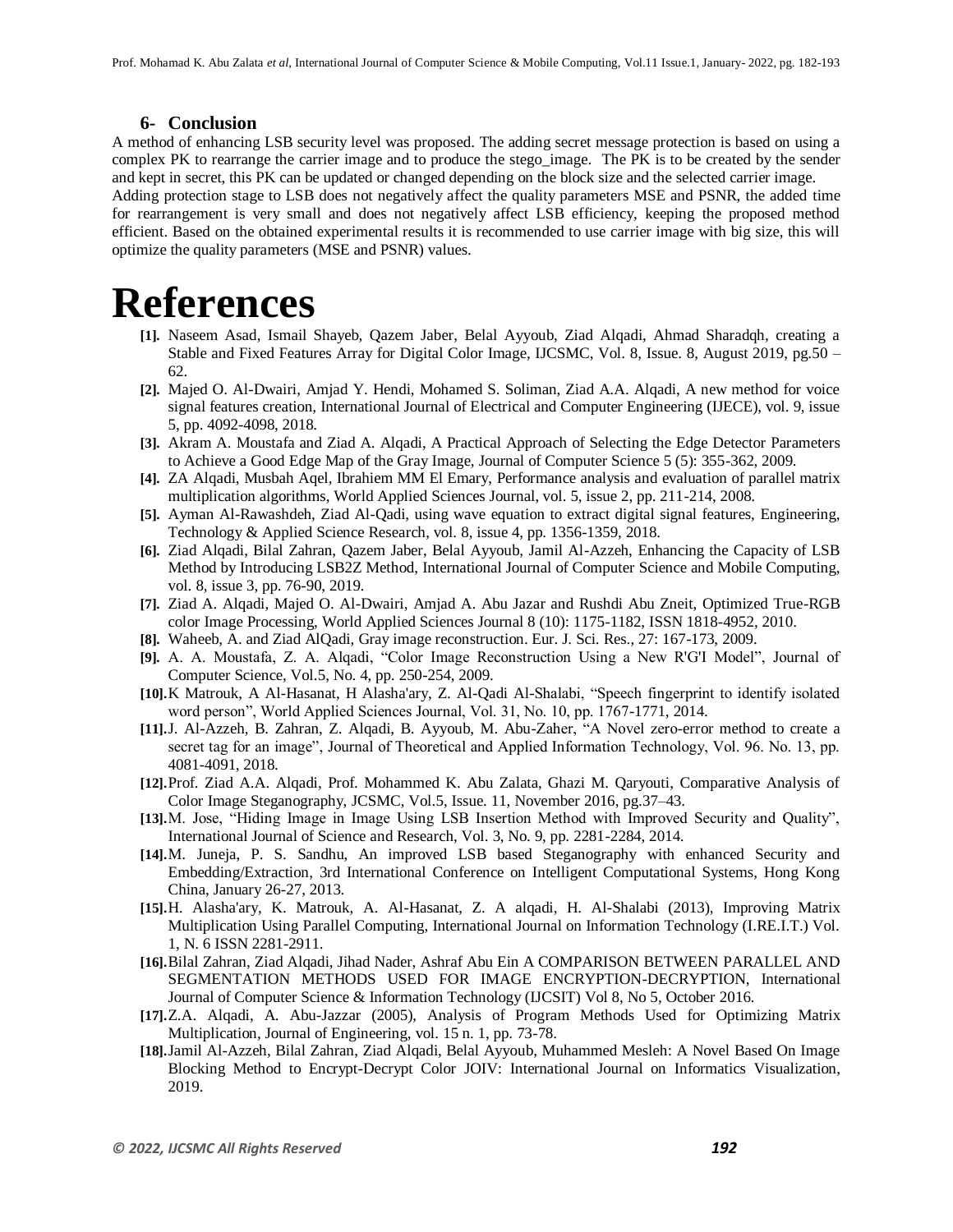## 6- Conclusion

A method of enhancing LSB security level was proposed. The adding secret message protection is based on using a complex PK to rearrange the carrier image and to produce the stego_image. The PK is to be created by the sender and kept in secret, this PK can be updated or changed depending on the block size and the selected carrier image. Adding protection stage to LSB does not negatively affect the quality parameters MSE and PSNR, the added time for rearrangement is very small and does not negatively affect LSB efficiency, keeping the proposed method efficient. Based on the obtained experimental results it is recommended to use carrier image with big size, this will optimize the quality parameters (MSE and PSNR) values.

# References

**[1].** Naseem Asad, Ismail Shayeb, Qazem Jaber, Belal Ayyoub, Ziad Alqadi, Ahmad Sharadqh, creating a Stable and Fixed Features Array for Digital Color Image, IJCSMC, Vol. 8, Issue. 8, August 2019, pg.50 – 62.

**[2].** Majed O. Al-Dwairi, Amjad Y. Hendi, Mohamed S. Soliman, Ziad A.A. Alqadi, A new method for voice signal features creation, International Journal of Electrical and Computer Engineering (IJECE), vol. 9, issue 5, pp. 4092-4098, 2018.

**[3].** Akram A. Moustafa and Ziad A. Alqadi, A Practical Approach of Selecting the Edge Detector Parameters to Achieve a Good Edge Map of the Gray Image, Journal of Computer Science 5 (5): 355-362, 2009.

**[4].** ZA Alqadi, Musbah Aqel, Ibrahiem MM El Emary, Performance analysis and evaluation of parallel matrix multiplication algorithms, World Applied Sciences Journal, vol. 5, issue 2, pp. 211-214, 2008.

**[5].** Ayman Al-Rawashdeh, Ziad Al-Qadi, using wave equation to extract digital signal features, Engineering, Technology & Applied Science Research, vol. 8, issue 4, pp. 1356-1359, 2018.

**[6].** Ziad Alqadi, Bilal Zahran, Qazem Jaber, Belal Ayyoub, Jamil Al-Azzeh, Enhancing the Capacity of LSB Method by Introducing LSB2Z Method, International Journal of Computer Science and Mobile Computing, vol. 8, issue 3, pp. 76-90, 2019.

**[7].** Ziad A. Alqadi, Majed O. Al-Dwairi, Amjad A. Abu Jazar and Rushdi Abu Zneit, Optimized True-RGB color Image Processing, World Applied Sciences Journal 8 (10): 1175-1182, ISSN 1818-4952, 2010.

**[8].** Waheeb, A. and Ziad AlQadi, Gray image reconstruction. Eur. J. Sci. Res., 27: 167-173, 2009.

**[9].** A. A. Moustafa, Z. A. Alqadi, "Color Image Reconstruction Using a New R'G'I Model", Journal of Computer Science, Vol.5, No. 4, pp. 250-254, 2009.

**[10].** K Matrouk, A Al-Hasanat, H Alasha'ary, Z. Al-Qadi Al-Shalabi, "Speech fingerprint to identify isolated word person", World Applied Sciences Journal, Vol. 31, No. 10, pp. 1767-1771, 2014.

**[11].** J. Al-Azzeh, B. Zahran, Z. Alqadi, B. Ayyoub, M. Abu-Zaher, "A Novel zero-error method to create a secret tag for an image", Journal of Theoretical and Applied Information Technology, Vol. 96. No. 13, pp. 4081-4091, 2018.

**[12].** Prof. Ziad A.A. Alqadi, Prof. Mohammed K. Abu Zalata, Ghazi M. Qaryouti, Comparative Analysis of Color Image Steganography, JCSMC, Vol.5, Issue. 11, November 2016, pg.37–43.

**[13].** M. Jose, "Hiding Image in Image Using LSB Insertion Method with Improved Security and Quality", International Journal of Science and Research, Vol. 3, No. 9, pp. 2281-2284, 2014.

**[14].** M. Juneja, P. S. Sandhu, An improved LSB based Steganography with enhanced Security and Embedding/Extraction, 3rd International Conference on Intelligent Computational Systems, Hong Kong China, January 26-27, 2013.

**[15].** H. Alasha'ary, K. Matrouk, A. Al-Hasanat, Z. A alqadi, H. Al-Shalabi (2013), Improving Matrix Multiplication Using Parallel Computing, International Journal on Information Technology (I.RE.I.T.) Vol. 1, N. 6 ISSN 2281-2911.

**[16].** Bilal Zahran, Ziad Alqadi, Jihad Nader, Ashraf Abu Ein A COMPARISON BETWEEN PARALLEL AND SEGMENTATION METHODS USED FOR IMAGE ENCRYPTION-DECRYPTION, International Journal of Computer Science & Information Technology (IJCSIT) Vol 8, No 5, October 2016.

**[17].** Z.A. Alqadi, A. Abu-Jazzar (2005), Analysis of Program Methods Used for Optimizing Matrix Multiplication, Journal of Engineering, vol. 15 n. 1, pp. 73-78.

**[18].** Jamil Al-Azzeh, Bilal Zahran, Ziad Alqadi, Belal Ayyoub, Muhammed Mesleh: A Novel Based On Image Blocking Method to Encrypt-Decrypt Color JOIV: International Journal on Informatics Visualization, 2019.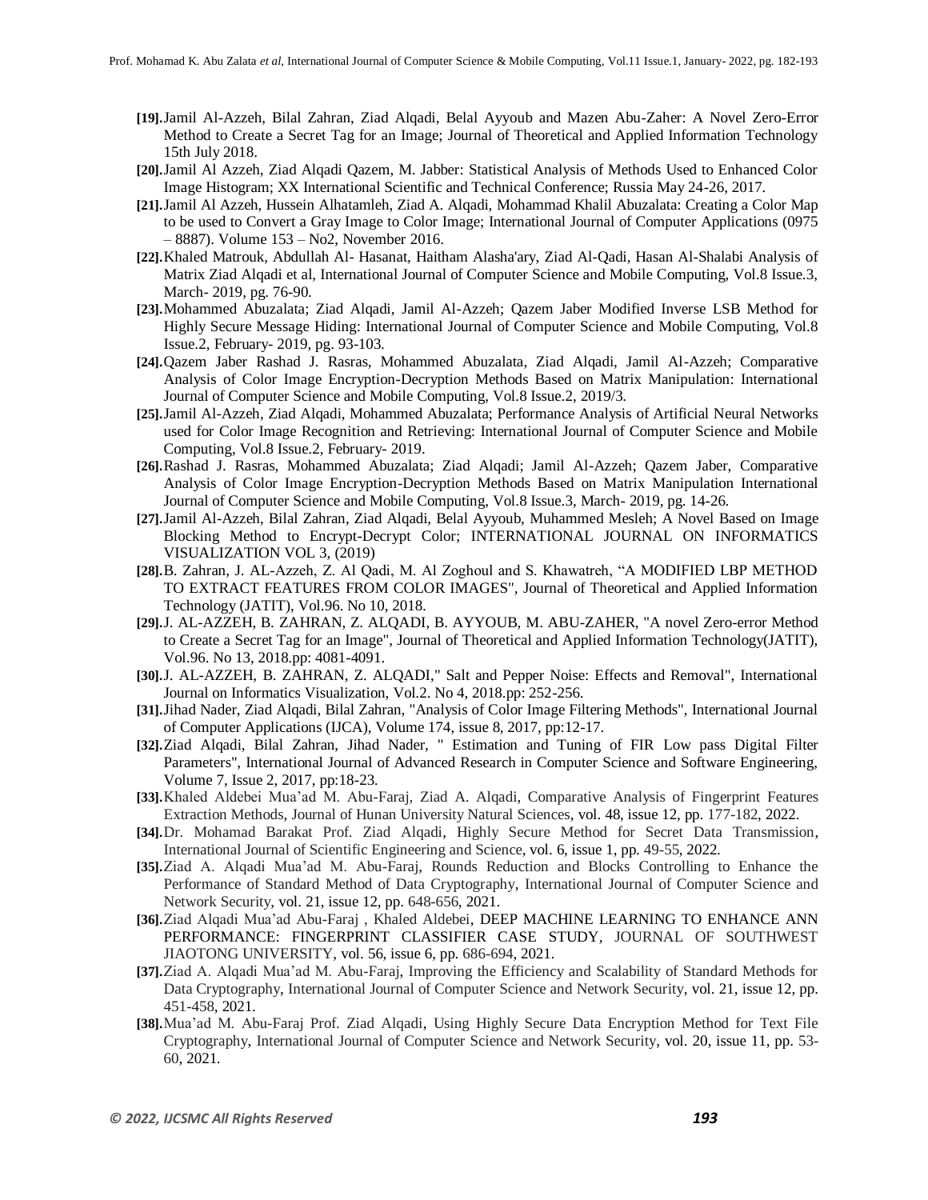- **[19].** Jamil Al-Azzeh, Bilal Zahran, Ziad Alqadi, Belal Ayyoub and Mazen Abu-Zaher: A Novel Zero-Error Method to Create a Secret Tag for an Image; Journal of Theoretical and Applied Information Technology 15th July 2018.
- **[20].** Jamil Al Azzeh, Ziad Alqadi Qazem, M. Jabber: Statistical Analysis of Methods Used to Enhanced Color Image Histogram; XX International Scientific and Technical Conference; Russia May 24-26, 2017.
- **[21].** Jamil Al Azzeh, Hussein Alhatamleh, Ziad A. Alqadi, Mohammad Khalil Abuzalata: Creating a Color Map to be used to Convert a Gray Image to Color Image; International Journal of Computer Applications (0975 – 8887). Volume 153 – No2, November 2016.
- **[22].** Khaled Matrouk, Abdullah Al- Hasanat, Haitham Alasha'ary, Ziad Al-Qadi, Hasan Al-Shalabi Analysis of Matrix Ziad Alqadi et al, International Journal of Computer Science and Mobile Computing, Vol.8 Issue.3, March- 2019, pg. 76-90.
- **[23].** Mohammed Abuzalata; Ziad Alqadi, Jamil Al-Azzeh; Qazem Jaber Modified Inverse LSB Method for Highly Secure Message Hiding: International Journal of Computer Science and Mobile Computing, Vol.8 Issue.2, February- 2019, pg. 93-103.
- **[24].** Qazem Jaber Rashad J. Rasras, Mohammed Abuzalata, Ziad Alqadi, Jamil Al-Azzeh; Comparative Analysis of Color Image Encryption-Decryption Methods Based on Matrix Manipulation: International Journal of Computer Science and Mobile Computing, Vol.8 Issue.2, 2019/3.
- **[25].** Jamil Al-Azzeh, Ziad Alqadi, Mohammed Abuzalata; Performance Analysis of Artificial Neural Networks used for Color Image Recognition and Retrieving: International Journal of Computer Science and Mobile Computing, Vol.8 Issue.2, February- 2019.
- **[26].** Rashad J. Rasras, Mohammed Abuzalata; Ziad Alqadi; Jamil Al-Azzeh; Qazem Jaber, Comparative Analysis of Color Image Encryption-Decryption Methods Based on Matrix Manipulation International Journal of Computer Science and Mobile Computing, Vol.8 Issue.3, March- 2019, pg. 14-26.
- **[27].** Jamil Al-Azzeh, Bilal Zahran, Ziad Alqadi, Belal Ayyoub, Muhammed Mesleh; A Novel Based on Image Blocking Method to Encrypt-Decrypt Color; INTERNATIONAL JOURNAL ON INFORMATICS VISUALIZATION VOL 3, (2019)
- **[28].** B. Zahran, J. AL-Azzeh, Z. Al Qadi, M. Al Zoghoul and S. Khawatreh, "A MODIFIED LBP METHOD TO EXTRACT FEATURES FROM COLOR IMAGES", Journal of Theoretical and Applied Information Technology (JATIT), Vol.96. No 10, 2018.
- **[29].** J. AL-AZZEH, B. ZAHRAN, Z. ALQADI, B. AYYOUB, M. ABU-ZAHER, "A novel Zero-error Method to Create a Secret Tag for an Image", Journal of Theoretical and Applied Information Technology(JATIT), Vol.96. No 13, 2018.pp: 4081-4091.
- **[30].** J. AL-AZZEH, B. ZAHRAN, Z. ALQADI," Salt and Pepper Noise: Effects and Removal", International Journal on Informatics Visualization, Vol.2. No 4, 2018.pp: 252-256.
- **[31].** Jihad Nader, Ziad Alqadi, Bilal Zahran, "Analysis of Color Image Filtering Methods", International Journal of Computer Applications (IJCA), Volume 174, issue 8, 2017, pp:12-17.
- **[32].** Ziad Alqadi, Bilal Zahran, Jihad Nader, " Estimation and Tuning of FIR Low pass Digital Filter Parameters", International Journal of Advanced Research in Computer Science and Software Engineering, Volume 7, Issue 2, 2017, pp:18-23.
- **[33].** Khaled Aldebei Mua'ad M. Abu-Faraj, Ziad A. Alqadi, Comparative Analysis of Fingerprint Features Extraction Methods, Journal of Hunan University Natural Sciences, vol. 48, issue 12, pp. 177-182, 2022.
- **[34].** Dr. Mohamad Barakat Prof. Ziad Alqadi, Highly Secure Method for Secret Data Transmission, International Journal of Scientific Engineering and Science, vol. 6, issue 1, pp. 49-55, 2022.
- **[35].** Ziad A. Alqadi Mua'ad M. Abu-Faraj, Rounds Reduction and Blocks Controlling to Enhance the Performance of Standard Method of Data Cryptography, International Journal of Computer Science and Network Security, vol. 21, issue 12, pp. 648-656, 2021.
- **[36].** Ziad Alqadi Mua'ad Abu-Faraj , Khaled Aldebei, DEEP MACHINE LEARNING TO ENHANCE ANN PERFORMANCE: FINGERPRINT CLASSIFIER CASE STUDY, JOURNAL OF SOUTHWEST JIAOTONG UNIVERSITY, vol. 56, issue 6, pp. 686-694, 2021.
- **[37].** Ziad A. Alqadi Mua'ad M. Abu-Faraj, Improving the Efficiency and Scalability of Standard Methods for Data Cryptography, International Journal of Computer Science and Network Security, vol. 21, issue 12, pp. 451-458, 2021.
- **[38].** Mua'ad M. Abu-Faraj Prof. Ziad Alqadi, Using Highly Secure Data Encryption Method for Text File Cryptography, International Journal of Computer Science and Network Security, vol. 20, issue 11, pp. 53-60, 2021.